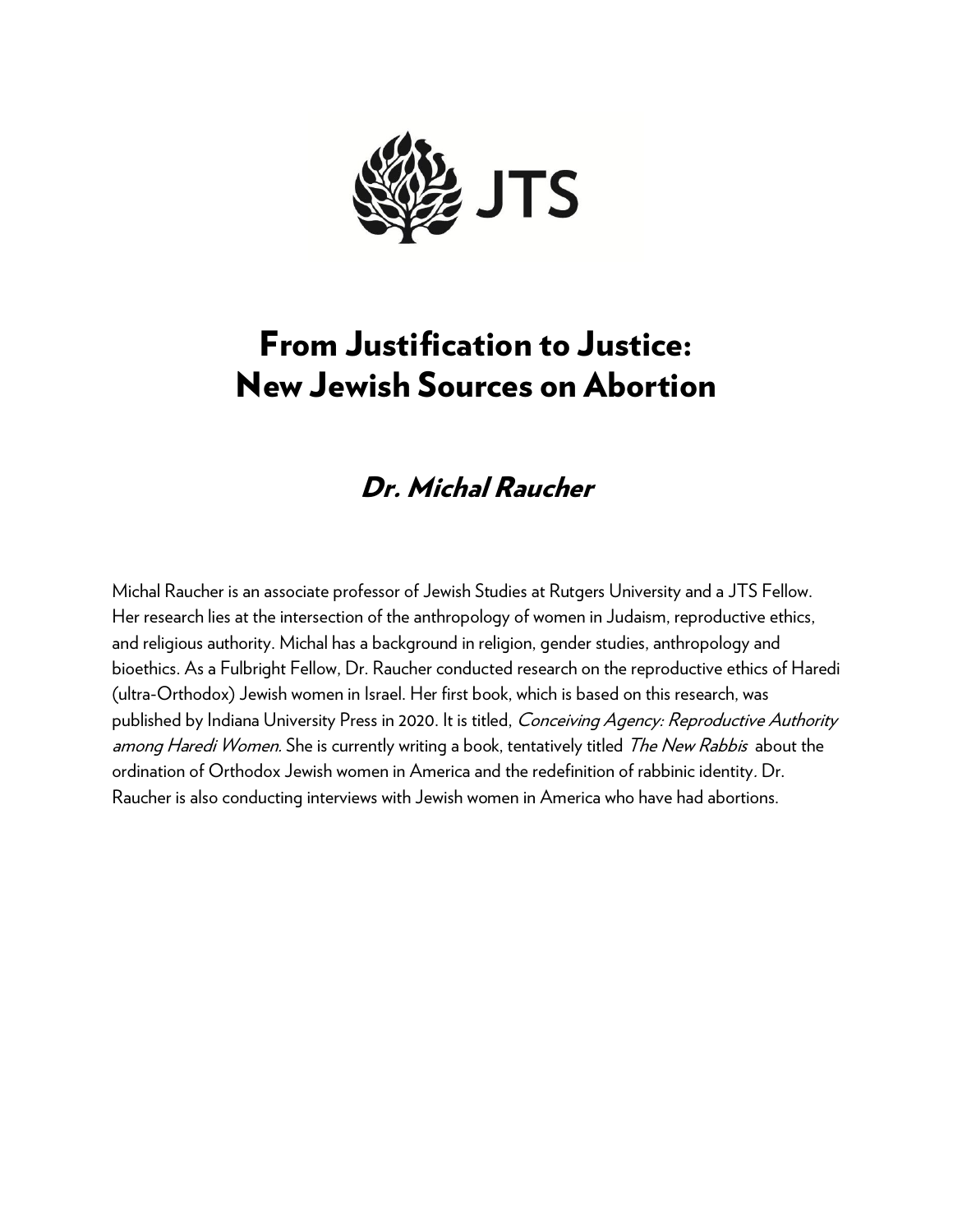JTS

# From Justification to Justice: New Jewish Sources on Abortion

## *Dr. Michal Raucher*

Michal Raucher is an associate professor of Jewish Studies at Rutgers University and a JTS Fellow. Her research lies at the intersection of the anthropology of women in Judaism, reproductive ethics, and religious authority. Michal has a background in religion, gender studies, anthropology and bioethics. As a Fulbright Fellow, Dr. Raucher conducted research on the reproductive ethics of Haredi (ultra-Orthodox) Jewish women in Israel. Her first book, which is based on this research, was published by Indiana University Press in 2020. It is titled, *Conceiving Agency: Reproductive Authority among Haredi Women.* She is currently writing a book, tentatively titled *The New Rabbis* about the ordination of Orthodox Jewish women in America and the redefinition of rabbinic identity. Dr. Raucher is also conducting interviews with Jewish women in America who have had abortions.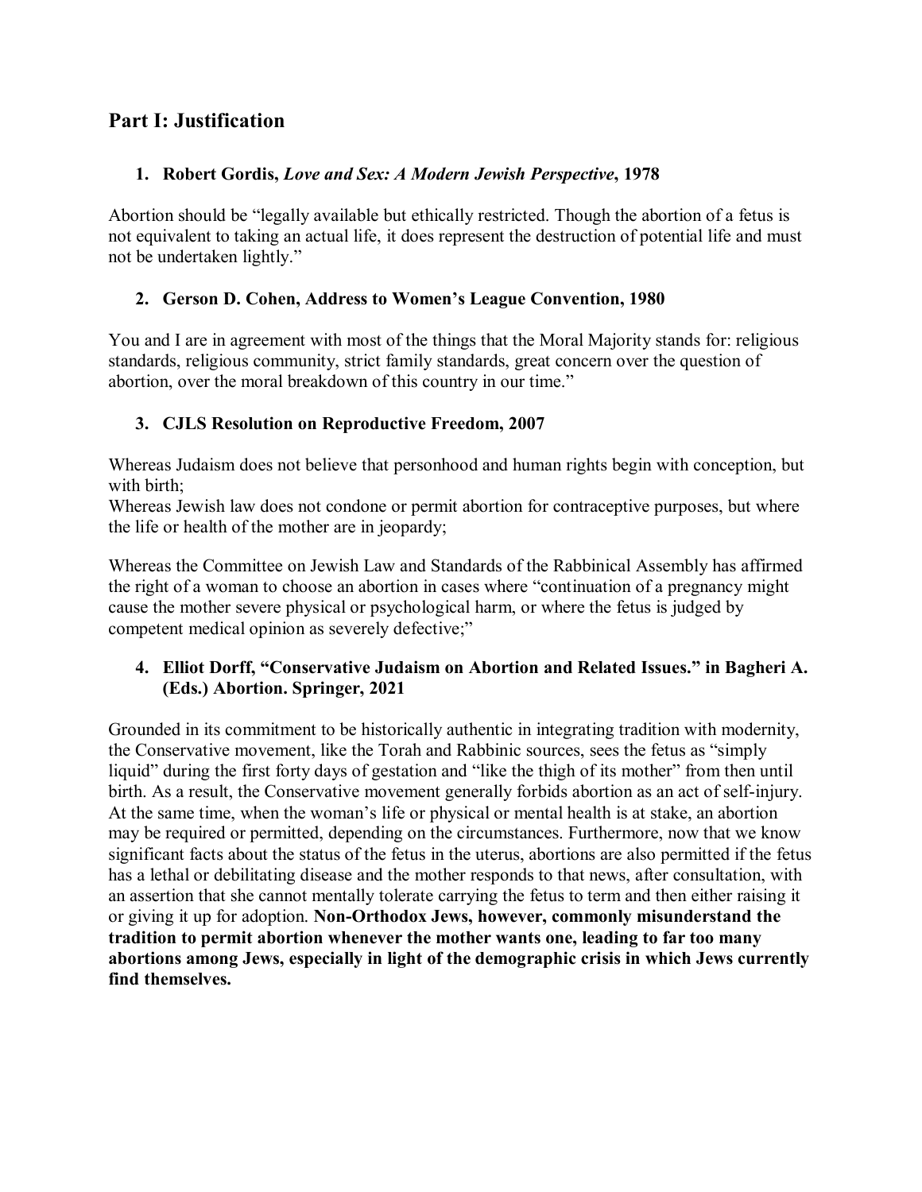## Part I: Justification

### 1. Robert Gordis, *Love and Sex: A Modern Jewish Perspective*, 1978

Abortion should be "legally available but ethically restricted. Though the abortion of a fetus is not equivalent to taking an actual life, it does represent the destruction of potential life and must not be undertaken lightly."

### 2. Gerson D. Cohen, Address to Women's League Convention, 1980

You and I are in agreement with most of the things that the Moral Majority stands for: religious standards, religious community, strict family standards, great concern over the question of abortion, over the moral breakdown of this country in our time."

### 3. CJLS Resolution on Reproductive Freedom, 2007

Whereas Judaism does not believe that personhood and human rights begin with conception, but with birth;
Whereas Jewish law does not condone or permit abortion for contraceptive purposes, but where the life or health of the mother are in jeopardy;

Whereas the Committee on Jewish Law and Standards of the Rabbinical Assembly has affirmed the right of a woman to choose an abortion in cases where "continuation of a pregnancy might cause the mother severe physical or psychological harm, or where the fetus is judged by competent medical opinion as severely defective;"

### 4. Elliot Dorff, "Conservative Judaism on Abortion and Related Issues." in Bagheri A. (Eds.) Abortion. Springer, 2021

Grounded in its commitment to be historically authentic in integrating tradition with modernity, the Conservative movement, like the Torah and Rabbinic sources, sees the fetus as "simply liquid" during the first forty days of gestation and "like the thigh of its mother" from then until birth. As a result, the Conservative movement generally forbids abortion as an act of self-injury. At the same time, when the woman's life or physical or mental health is at stake, an abortion may be required or permitted, depending on the circumstances. Furthermore, now that we know significant facts about the status of the fetus in the uterus, abortions are also permitted if the fetus has a lethal or debilitating disease and the mother responds to that news, after consultation, with an assertion that she cannot mentally tolerate carrying the fetus to term and then either raising it or giving it up for adoption. **Non-Orthodox Jews, however, commonly misunderstand the tradition to permit abortion whenever the mother wants one, leading to far too many abortions among Jews, especially in light of the demographic crisis in which Jews currently find themselves.**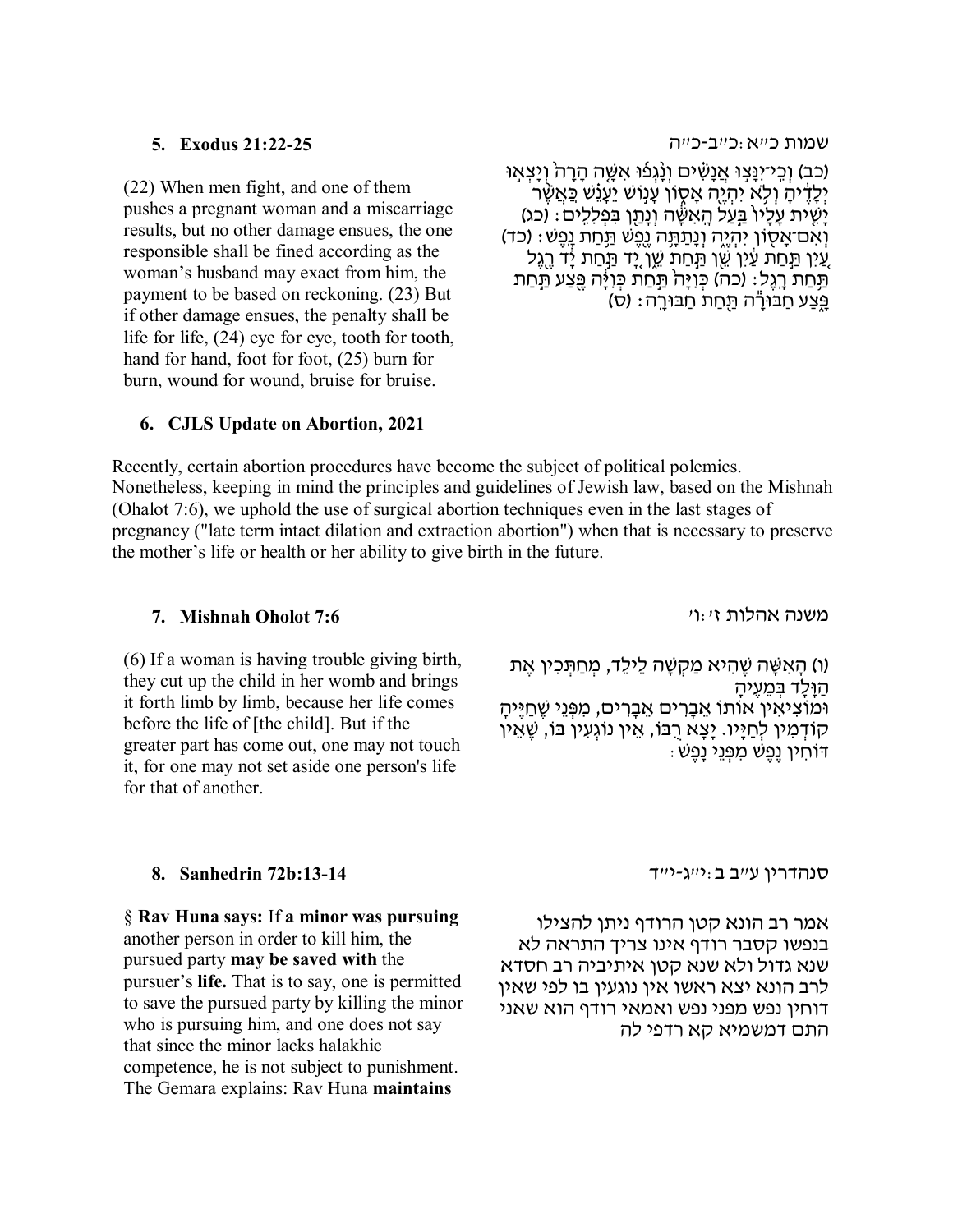## 5. Exodus 21:22-25

שמות כ״א:כ״ב-כ״ה

(22) When men fight, and one of them pushes a pregnant woman and a miscarriage results, but no other damage ensues, the one responsible shall be fined according as the woman's husband may exact from him, the payment to be based on reckoning. (23) But if other damage ensues, the penalty shall be life for life, (24) eye for eye, tooth for tooth, hand for hand, foot for foot, (25) burn for burn, wound for wound, bruise for bruise.

(כב) וְכִֽי־יִנָּצ֣וּ אֲנָשִׁ֗ים וְנָ֨גְפ֜וּ אִשָּׁ֤ה הָרָה֙ וְיָצְא֣וּ יְלָדֶ֔יהָ וְלֹ֥א יִהְיֶ֖ה אָס֑וֹן עָנ֣וֹשׁ יֵעָנֵ֗שׁ כַּֽאֲשֶׁ֨ר יָשִׁ֤ית עָלָיו֙ בַּ֣עַל הָֽאִשָּׁ֔ה וְנָתַ֖ן בִּפְלִלִֽים׃ (כג) וְאִם־אָס֖וֹן יִהְיֶ֑ה וְנָתַתָּ֥ה נֶ֖פֶשׁ תַּ֥חַת נָֽפֶשׁ׃ (כד) עַ֚יִן תַּ֣חַת עַ֔יִן שֵׁ֖ן תַּ֣חַת שֵׁ֑ן יָ֚ד תַּ֣חַת יָ֔ד רֶ֖גֶל תַּ֥חַת רָֽגֶל׃ (כה) כְּוִיָּה֙ תַּ֣חַת כְּוִיָּ֔ה פֶּ֖צַע תַּ֣חַת פָּ֑צַע חַבּוּרָ֕ה תַּ֖חַת חַבּוּרָֽה׃ (ס)

## 6. CJLS Update on Abortion, 2021

Recently, certain abortion procedures have become the subject of political polemics. Nonetheless, keeping in mind the principles and guidelines of Jewish law, based on the Mishnah (Ohalot 7:6), we uphold the use of surgical abortion techniques even in the last stages of pregnancy ("late term intact dilation and extraction abortion") when that is necessary to preserve the mother's life or health or her ability to give birth in the future.

## 7. Mishnah Oholot 7:6

משנה אהלות ז׳:ו׳

(6) If a woman is having trouble giving birth, they cut up the child in her womb and brings it forth limb by limb, because her life comes before the life of [the child]. But if the greater part has come out, one may not touch it, for one may not set aside one person's life for that of another.

(ו) הָאִשָּׁה שֶׁהִיא מַקְשָׁה לֵילֵד, מְחַתְּכִין אֶת הַוָּלָד בְּמֵעֶיהָ וּמוֹצִיאִין אוֹתוֹ אֵבָרִים אֵבָרִים, מִפְּנֵי שֶׁחַיֶּיהָ קוֹדְמִין לְחַיָּיו. יָצָא רֻבּוֹ, אֵין נוֹגְעִין בּוֹ, שֶׁאֵין דּוֹחִין נֶפֶשׁ מִפְּנֵי נָפֶשׁ:

## 8. Sanhedrin 72b:13-14

סנהדרין ע״ב ב:י״ג-י״ד

§ **Rav Huna says:** If **a minor was pursuing** another person in order to kill him, the pursued party **may be saved with** the pursuer's **life.** That is to say, one is permitted to save the pursued party by killing the minor who is pursuing him, and one does not say that since the minor lacks halakhic competence, he is not subject to punishment. The Gemara explains: Rav Huna **maintains**

אמר רב הונא קטן הרודף ניתן להצילו בנפשו קסבר רודף אינו צריך התראה לא שנא גדול ולא שנא קטן איתיביה רב חסדא לרב הונא יצא ראשו אין נוגעין בו לפי שאין דוחין נפש מפני נפש ואמאי רודף הוא שאני התם דמשמיא קא רדפי לה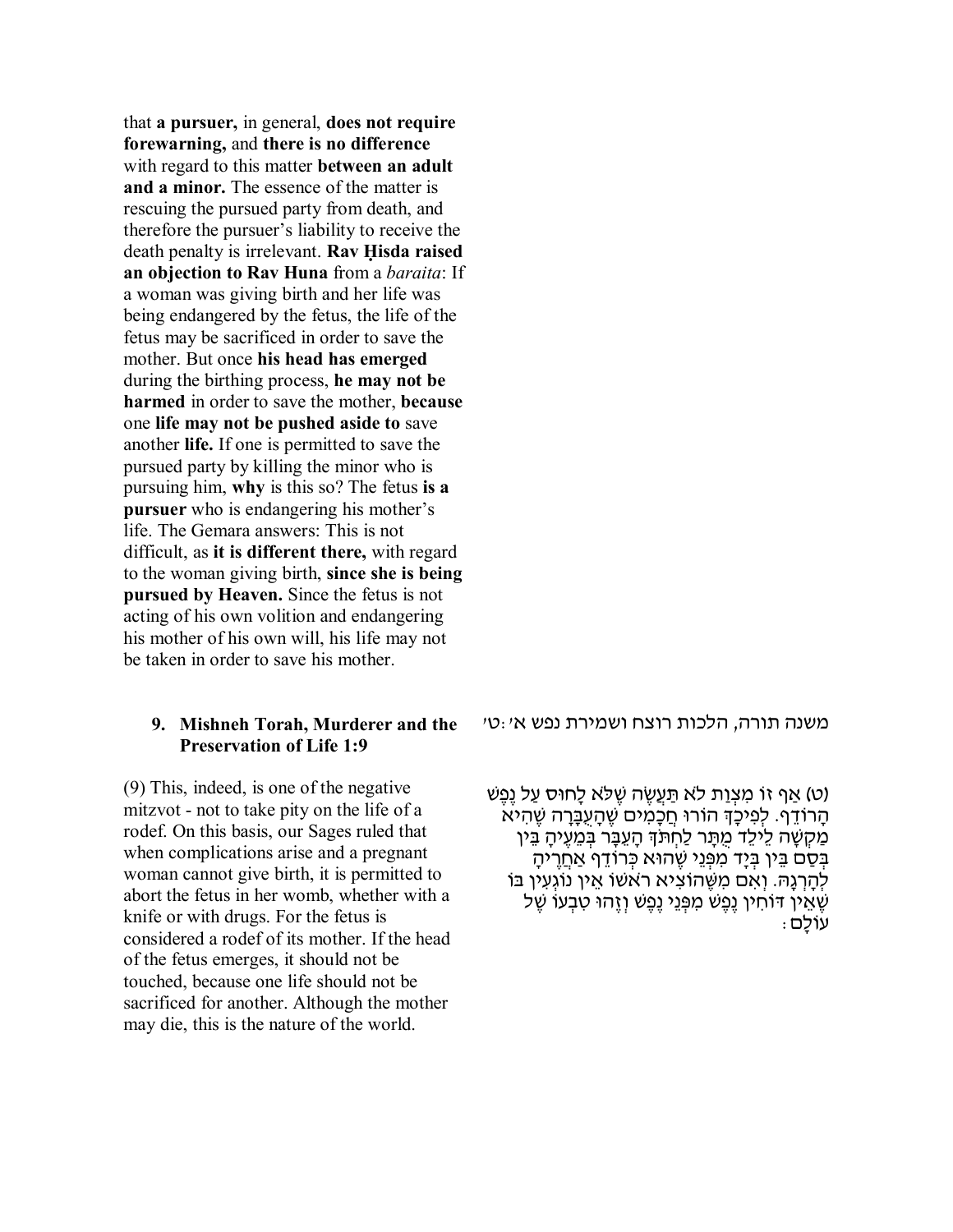that **a pursuer,** in general, **does not require forewarning,** and **there is no difference** with regard to this matter **between an adult and a minor.** The essence of the matter is rescuing the pursued party from death, and therefore the pursuer's liability to receive the death penalty is irrelevant. **Rav Ḥisda raised an objection to Rav Huna** from a *baraita*: If a woman was giving birth and her life was being endangered by the fetus, the life of the fetus may be sacrificed in order to save the mother. But once **his head has emerged** during the birthing process, **he may not be harmed** in order to save the mother, **because** one **life may not be pushed aside to** save another **life.** If one is permitted to save the pursued party by killing the minor who is pursuing him, **why** is this so? The fetus **is a pursuer** who is endangering his mother's life. The Gemara answers: This is not difficult, as **it is different there,** with regard to the woman giving birth, **since she is being pursued by Heaven.** Since the fetus is not acting of his own volition and endangering his mother of his own will, his life may not be taken in order to save his mother.

### 9. Mishneh Torah, Murderer and the Preservation of Life 1:9

משנה תורה, הלכות רוצח ושמירת נפש א׳:ט׳

(9) This, indeed, is one of the negative mitzvot - not to take pity on the life of a rodef. On this basis, our Sages ruled that when complications arise and a pregnant woman cannot give birth, it is permitted to abort the fetus in her womb, whether with a knife or with drugs. For the fetus is considered a rodef of its mother. If the head of the fetus emerges, it should not be touched, because one life should not be sacrificed for another. Although the mother may die, this is the nature of the world.

(ט) אַף זוֹ מִצְוַת לֹא תַּעֲשֶׂה שֶׁלֹּא לָחוּס עַל נֶפֶשׁ הָרוֹדֵף. לְפִיכָךְ הוֹרוּ חֲכָמִים שֶׁהָעֻבָּרָה שֶׁהִיא מַקְשָׁה לֵילֵד מֻתָּר לַחְתֹּךְ הָעֻבָּר בְּמֵעֶיהָ בֵּין בְּסַם בֵּין בְּיָד מִפְּנֵי שֶׁהוּא כְּרוֹדֵף אַחֲרֶיהָ לְהָרְגָהּ. וְאִם מִשֶּׁהוֹצִיא רֹאשׁוֹ אֵין נוֹגְעִין בּוֹ שֶׁאֵין דּוֹחִין נֶפֶשׁ מִפְּנֵי נֶפֶשׁ וְזֶהוּ טִבְעוֹ שֶׁל עוֹלָם: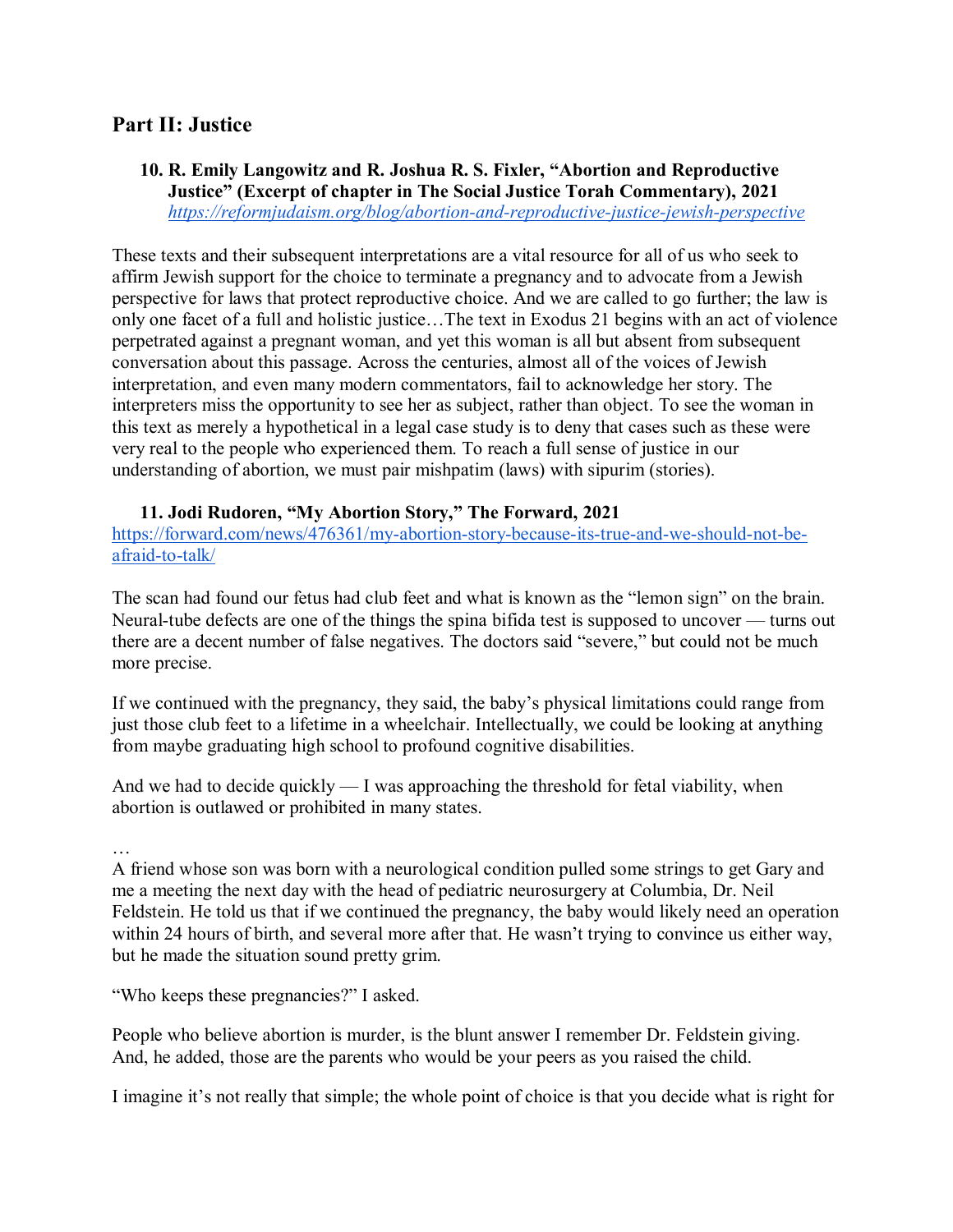## Part II: Justice

**10. R. Emily Langowitz and R. Joshua R. S. Fixler, "Abortion and Reproductive Justice" (Excerpt of chapter in The Social Justice Torah Commentary), 2021**
*https://reformjudaism.org/blog/abortion-and-reproductive-justice-jewish-perspective*

These texts and their subsequent interpretations are a vital resource for all of us who seek to affirm Jewish support for the choice to terminate a pregnancy and to advocate from a Jewish perspective for laws that protect reproductive choice. And we are called to go further; the law is only one facet of a full and holistic justice…The text in Exodus 21 begins with an act of violence perpetrated against a pregnant woman, and yet this woman is all but absent from subsequent conversation about this passage. Across the centuries, almost all of the voices of Jewish interpretation, and even many modern commentators, fail to acknowledge her story. The interpreters miss the opportunity to see her as subject, rather than object. To see the woman in this text as merely a hypothetical in a legal case study is to deny that cases such as these were very real to the people who experienced them. To reach a full sense of justice in our understanding of abortion, we must pair mishpatim (laws) with sipurim (stories).

**11. Jodi Rudoren, "My Abortion Story," The Forward, 2021**
https://forward.com/news/476361/my-abortion-story-because-its-true-and-we-should-not-be-afraid-to-talk/

The scan had found our fetus had club feet and what is known as the "lemon sign" on the brain. Neural-tube defects are one of the things the spina bifida test is supposed to uncover — turns out there are a decent number of false negatives. The doctors said "severe," but could not be much more precise.

If we continued with the pregnancy, they said, the baby's physical limitations could range from just those club feet to a lifetime in a wheelchair. Intellectually, we could be looking at anything from maybe graduating high school to profound cognitive disabilities.

And we had to decide quickly — I was approaching the threshold for fetal viability, when abortion is outlawed or prohibited in many states.

…
A friend whose son was born with a neurological condition pulled some strings to get Gary and me a meeting the next day with the head of pediatric neurosurgery at Columbia, Dr. Neil Feldstein. He told us that if we continued the pregnancy, the baby would likely need an operation within 24 hours of birth, and several more after that. He wasn't trying to convince us either way, but he made the situation sound pretty grim.

"Who keeps these pregnancies?" I asked.

People who believe abortion is murder, is the blunt answer I remember Dr. Feldstein giving. And, he added, those are the parents who would be your peers as you raised the child.

I imagine it's not really that simple; the whole point of choice is that you decide what is right for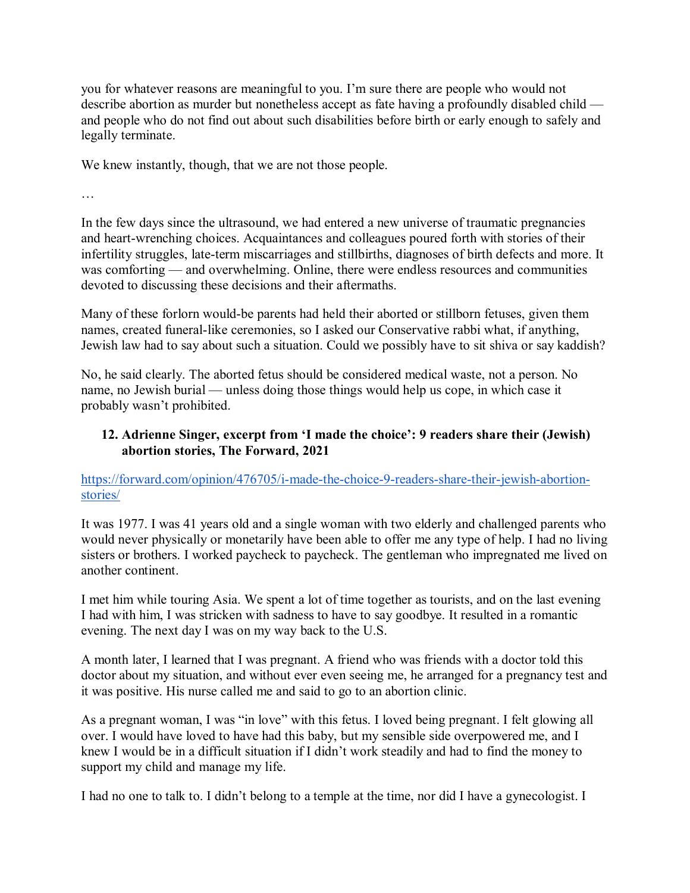you for whatever reasons are meaningful to you. I'm sure there are people who would not describe abortion as murder but nonetheless accept as fate having a profoundly disabled child — and people who do not find out about such disabilities before birth or early enough to safely and legally terminate.

We knew instantly, though, that we are not those people.

…

In the few days since the ultrasound, we had entered a new universe of traumatic pregnancies and heart-wrenching choices. Acquaintances and colleagues poured forth with stories of their infertility struggles, late-term miscarriages and stillbirths, diagnoses of birth defects and more. It was comforting — and overwhelming. Online, there were endless resources and communities devoted to discussing these decisions and their aftermaths.

Many of these forlorn would-be parents had held their aborted or stillborn fetuses, given them names, created funeral-like ceremonies, so I asked our Conservative rabbi what, if anything, Jewish law had to say about such a situation. Could we possibly have to sit shiva or say kaddish?

No, he said clearly. The aborted fetus should be considered medical waste, not a person. No name, no Jewish burial — unless doing those things would help us cope, in which case it probably wasn't prohibited.

12. **Adrienne Singer, excerpt from 'I made the choice': 9 readers share their (Jewish) abortion stories, The Forward, 2021**

https://forward.com/opinion/476705/i-made-the-choice-9-readers-share-their-jewish-abortion-stories/

It was 1977. I was 41 years old and a single woman with two elderly and challenged parents who would never physically or monetarily have been able to offer me any type of help. I had no living sisters or brothers. I worked paycheck to paycheck. The gentleman who impregnated me lived on another continent.

I met him while touring Asia. We spent a lot of time together as tourists, and on the last evening I had with him, I was stricken with sadness to have to say goodbye. It resulted in a romantic evening. The next day I was on my way back to the U.S.

A month later, I learned that I was pregnant. A friend who was friends with a doctor told this doctor about my situation, and without ever even seeing me, he arranged for a pregnancy test and it was positive. His nurse called me and said to go to an abortion clinic.

As a pregnant woman, I was "in love" with this fetus. I loved being pregnant. I felt glowing all over. I would have loved to have had this baby, but my sensible side overpowered me, and I knew I would be in a difficult situation if I didn't work steadily and had to find the money to support my child and manage my life.

I had no one to talk to. I didn't belong to a temple at the time, nor did I have a gynecologist. I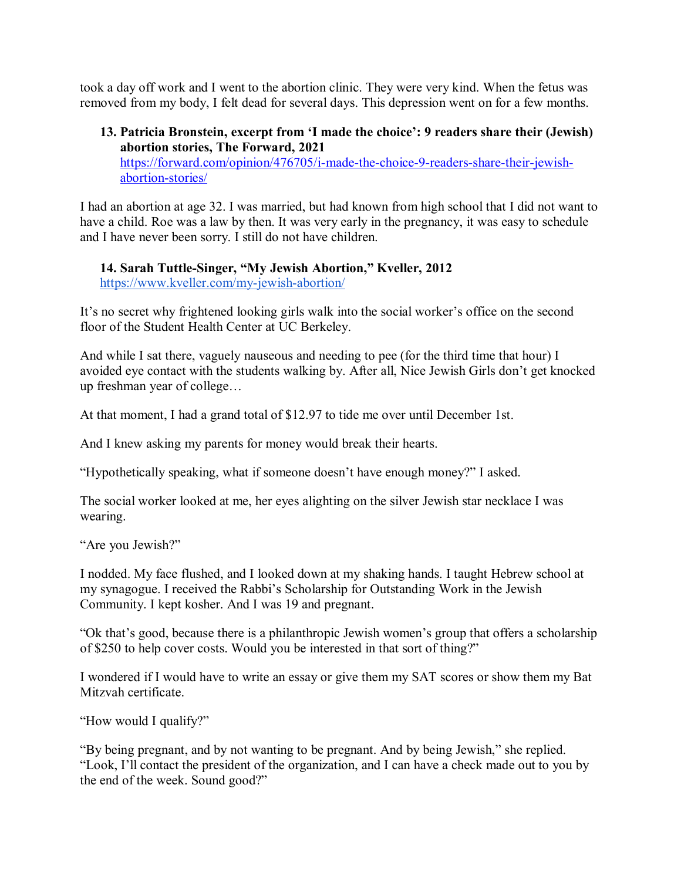took a day off work and I went to the abortion clinic. They were very kind. When the fetus was removed from my body, I felt dead for several days. This depression went on for a few months.

13. **Patricia Bronstein, excerpt from 'I made the choice': 9 readers share their (Jewish) abortion stories, The Forward, 2021**
    https://forward.com/opinion/476705/i-made-the-choice-9-readers-share-their-jewish-abortion-stories/

I had an abortion at age 32. I was married, but had known from high school that I did not want to have a child. Roe was a law by then. It was very early in the pregnancy, it was easy to schedule and I have never been sorry. I still do not have children.

14. **Sarah Tuttle-Singer, "My Jewish Abortion," Kveller, 2012**
    https://www.kveller.com/my-jewish-abortion/

It's no secret why frightened looking girls walk into the social worker's office on the second floor of the Student Health Center at UC Berkeley.

And while I sat there, vaguely nauseous and needing to pee (for the third time that hour) I avoided eye contact with the students walking by. After all, Nice Jewish Girls don't get knocked up freshman year of college…

At that moment, I had a grand total of $12.97 to tide me over until December 1st.

And I knew asking my parents for money would break their hearts.

"Hypothetically speaking, what if someone doesn't have enough money?" I asked.

The social worker looked at me, her eyes alighting on the silver Jewish star necklace I was wearing.

"Are you Jewish?"

I nodded. My face flushed, and I looked down at my shaking hands. I taught Hebrew school at my synagogue. I received the Rabbi's Scholarship for Outstanding Work in the Jewish Community. I kept kosher. And I was 19 and pregnant.

"Ok that's good, because there is a philanthropic Jewish women's group that offers a scholarship of $250 to help cover costs. Would you be interested in that sort of thing?"

I wondered if I would have to write an essay or give them my SAT scores or show them my Bat Mitzvah certificate.

"How would I qualify?"

"By being pregnant, and by not wanting to be pregnant. And by being Jewish," she replied. "Look, I'll contact the president of the organization, and I can have a check made out to you by the end of the week. Sound good?"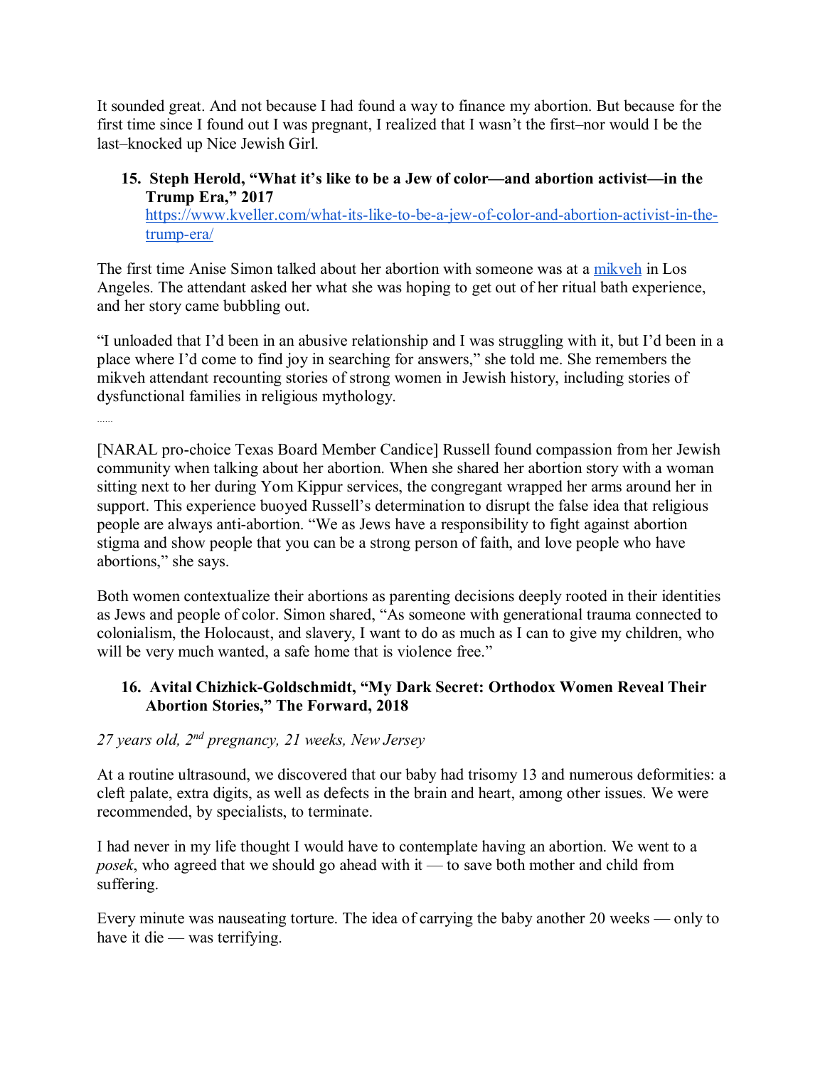It sounded great. And not because I had found a way to finance my abortion. But because for the first time since I found out I was pregnant, I realized that I wasn't the first–nor would I be the last–knocked up Nice Jewish Girl.

15. **Steph Herold, "What it's like to be a Jew of color—and abortion activist—in the Trump Era," 2017**
    https://www.kveller.com/what-its-like-to-be-a-jew-of-color-and-abortion-activist-in-the-trump-era/

The first time Anise Simon talked about her abortion with someone was at a mikveh in Los Angeles. The attendant asked her what she was hoping to get out of her ritual bath experience, and her story came bubbling out.

"I unloaded that I'd been in an abusive relationship and I was struggling with it, but I'd been in a place where I'd come to find joy in searching for answers," she told me. She remembers the mikveh attendant recounting stories of strong women in Jewish history, including stories of dysfunctional families in religious mythology.

……

[NARAL pro-choice Texas Board Member Candice] Russell found compassion from her Jewish community when talking about her abortion. When she shared her abortion story with a woman sitting next to her during Yom Kippur services, the congregant wrapped her arms around her in support. This experience buoyed Russell's determination to disrupt the false idea that religious people are always anti-abortion. "We as Jews have a responsibility to fight against abortion stigma and show people that you can be a strong person of faith, and love people who have abortions," she says.

Both women contextualize their abortions as parenting decisions deeply rooted in their identities as Jews and people of color. Simon shared, "As someone with generational trauma connected to colonialism, the Holocaust, and slavery, I want to do as much as I can to give my children, who will be very much wanted, a safe home that is violence free."

16. **Avital Chizhick-Goldschmidt, "My Dark Secret: Orthodox Women Reveal Their Abortion Stories," The Forward, 2018**

*27 years old, 2nd pregnancy, 21 weeks, New Jersey*

At a routine ultrasound, we discovered that our baby had trisomy 13 and numerous deformities: a cleft palate, extra digits, as well as defects in the brain and heart, among other issues. We were recommended, by specialists, to terminate.

I had never in my life thought I would have to contemplate having an abortion. We went to a *posek*, who agreed that we should go ahead with it — to save both mother and child from suffering.

Every minute was nauseating torture. The idea of carrying the baby another 20 weeks — only to have it die — was terrifying.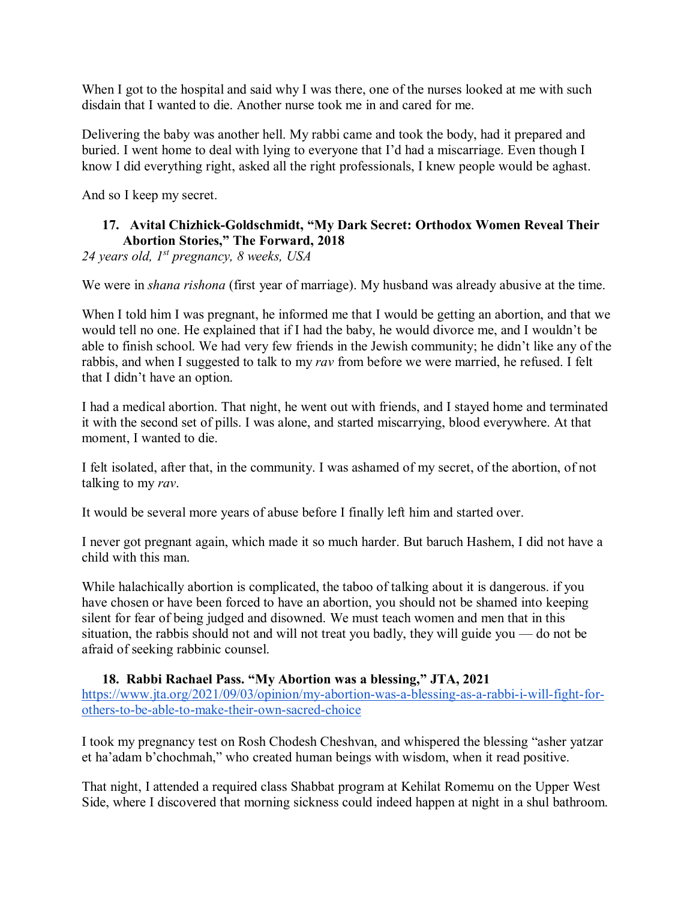When I got to the hospital and said why I was there, one of the nurses looked at me with such disdain that I wanted to die. Another nurse took me in and cared for me.

Delivering the baby was another hell. My rabbi came and took the body, had it prepared and buried. I went home to deal with lying to everyone that I'd had a miscarriage. Even though I know I did everything right, asked all the right professionals, I knew people would be aghast.

And so I keep my secret.

17. **Avital Chizhick-Goldschmidt, "My Dark Secret: Orthodox Women Reveal Their Abortion Stories," The Forward, 2018**

*24 years old, 1st pregnancy, 8 weeks, USA*

We were in *shana rishona* (first year of marriage). My husband was already abusive at the time.

When I told him I was pregnant, he informed me that I would be getting an abortion, and that we would tell no one. He explained that if I had the baby, he would divorce me, and I wouldn't be able to finish school. We had very few friends in the Jewish community; he didn't like any of the rabbis, and when I suggested to talk to my *rav* from before we were married, he refused. I felt that I didn't have an option.

I had a medical abortion. That night, he went out with friends, and I stayed home and terminated it with the second set of pills. I was alone, and started miscarrying, blood everywhere. At that moment, I wanted to die.

I felt isolated, after that, in the community. I was ashamed of my secret, of the abortion, of not talking to my *rav*.

It would be several more years of abuse before I finally left him and started over.

I never got pregnant again, which made it so much harder. But baruch Hashem, I did not have a child with this man.

While halachically abortion is complicated, the taboo of talking about it is dangerous. if you have chosen or have been forced to have an abortion, you should not be shamed into keeping silent for fear of being judged and disowned. We must teach women and men that in this situation, the rabbis should not and will not treat you badly, they will guide you — do not be afraid of seeking rabbinic counsel.

18. **Rabbi Rachael Pass. "My Abortion was a blessing," JTA, 2021**

https://www.jta.org/2021/09/03/opinion/my-abortion-was-a-blessing-as-a-rabbi-i-will-fight-for-others-to-be-able-to-make-their-own-sacred-choice

I took my pregnancy test on Rosh Chodesh Cheshvan, and whispered the blessing "asher yatzar et ha'adam b'chochmah," who created human beings with wisdom, when it read positive.

That night, I attended a required class Shabbat program at Kehilat Romemu on the Upper West Side, where I discovered that morning sickness could indeed happen at night in a shul bathroom.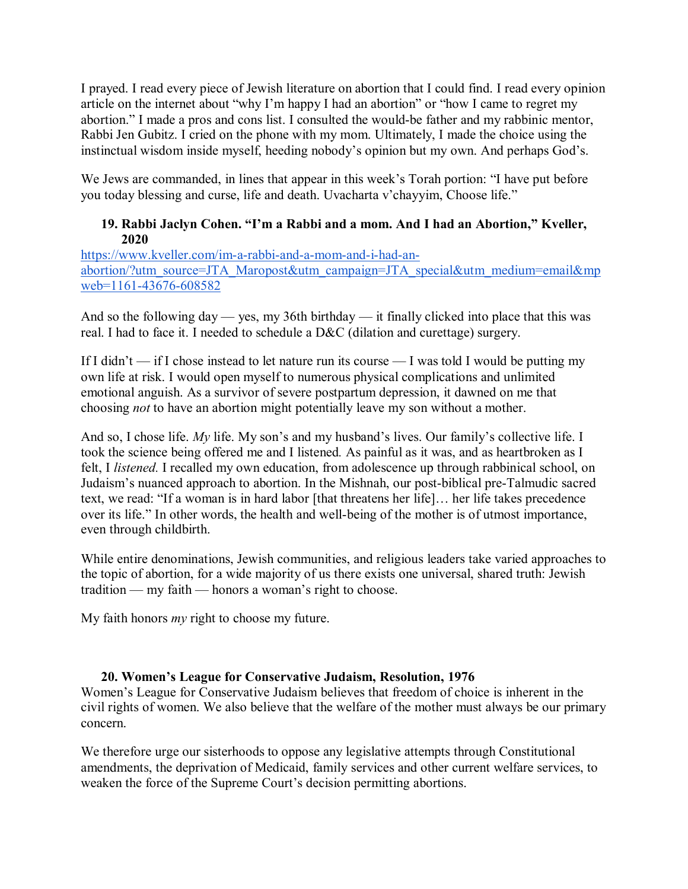I prayed. I read every piece of Jewish literature on abortion that I could find. I read every opinion article on the internet about "why I'm happy I had an abortion" or "how I came to regret my abortion." I made a pros and cons list. I consulted the would-be father and my rabbinic mentor, Rabbi Jen Gubitz. I cried on the phone with my mom. Ultimately, I made the choice using the instinctual wisdom inside myself, heeding nobody's opinion but my own. And perhaps God's.

We Jews are commanded, in lines that appear in this week's Torah portion: "I have put before you today blessing and curse, life and death. Uvacharta v'chayyim, Choose life."

### 19. Rabbi Jaclyn Cohen. "I'm a Rabbi and a mom. And I had an Abortion," Kveller, 2020

[https://www.kveller.com/im-a-rabbi-and-a-mom-and-i-had-an-abortion/?utm_source=JTA_Maropost&utm_campaign=JTA_special&utm_medium=email&mpweb=1161-43676-608582](https://www.kveller.com/im-a-rabbi-and-a-mom-and-i-had-an-abortion/?utm_source=JTA_Maropost&utm_campaign=JTA_special&utm_medium=email&mpweb=1161-43676-608582)

And so the following day — yes, my 36th birthday — it finally clicked into place that this was real. I had to face it. I needed to schedule a D&C (dilation and curettage) surgery.

If I didn't — if I chose instead to let nature run its course — I was told I would be putting my own life at risk. I would open myself to numerous physical complications and unlimited emotional anguish. As a survivor of severe postpartum depression, it dawned on me that choosing *not* to have an abortion might potentially leave my son without a mother.

And so, I chose life. *My* life. My son's and my husband's lives. Our family's collective life. I took the science being offered me and I listened. As painful as it was, and as heartbroken as I felt, I *listened.* I recalled my own education, from adolescence up through rabbinical school, on Judaism's nuanced approach to abortion. In the Mishnah, our post-biblical pre-Talmudic sacred text, we read: "If a woman is in hard labor [that threatens her life]… her life takes precedence over its life." In other words, the health and well-being of the mother is of utmost importance, even through childbirth.

While entire denominations, Jewish communities, and religious leaders take varied approaches to the topic of abortion, for a wide majority of us there exists one universal, shared truth: Jewish tradition — my faith — honors a woman's right to choose.

My faith honors *my* right to choose my future.

### 20. Women's League for Conservative Judaism, Resolution, 1976

Women's League for Conservative Judaism believes that freedom of choice is inherent in the civil rights of women. We also believe that the welfare of the mother must always be our primary concern.

We therefore urge our sisterhoods to oppose any legislative attempts through Constitutional amendments, the deprivation of Medicaid, family services and other current welfare services, to weaken the force of the Supreme Court's decision permitting abortions.